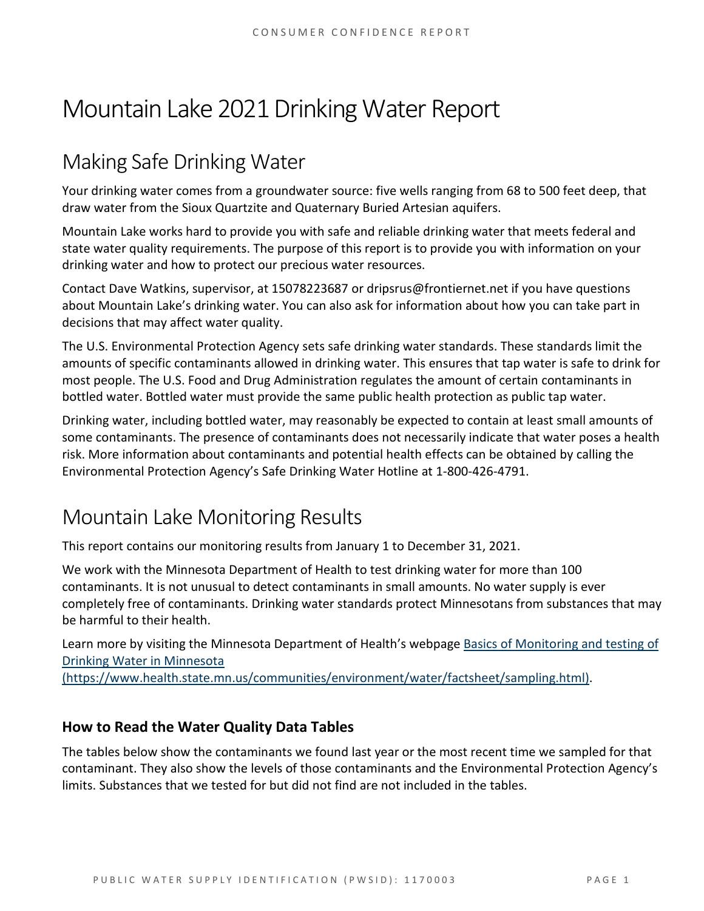# Mountain Lake 2021 Drinking Water Report

## Making Safe Drinking Water

Your drinking water comes from a groundwater source: five wells ranging from 68 to 500 feet deep, that draw water from the Sioux Quartzite and Quaternary Buried Artesian aquifers.

Mountain Lake works hard to provide you with safe and reliable drinking water that meets federal and state water quality requirements. The purpose of this report is to provide you with information on your drinking water and how to protect our precious water resources.

Contact Dave Watkins, supervisor, at 15078223687 or dripsrus@frontiernet.net if you have questions about Mountain Lake's drinking water. You can also ask for information about how you can take part in decisions that may affect water quality.

The U.S. Environmental Protection Agency sets safe drinking water standards. These standards limit the amounts of specific contaminants allowed in drinking water. This ensures that tap water is safe to drink for most people. The U.S. Food and Drug Administration regulates the amount of certain contaminants in bottled water. Bottled water must provide the same public health protection as public tap water.

Drinking water, including bottled water, may reasonably be expected to contain at least small amounts of some contaminants. The presence of contaminants does not necessarily indicate that water poses a health risk. More information about contaminants and potential health effects can be obtained by calling the Environmental Protection Agency's Safe Drinking Water Hotline at 1-800-426-4791.

## Mountain Lake Monitoring Results

This report contains our monitoring results from January 1 to December 31, 2021.

We work with the Minnesota Department of Health to test drinking water for more than 100 contaminants. It is not unusual to detect contaminants in small amounts. No water supply is ever completely free of contaminants. Drinking water standards protect Minnesotans from substances that may be harmful to their health.

Learn more by visiting the Minnesota Department of Health's webpage [Basics of Monitoring and testing of Drinking Water in Minnesota (https://www.health.state.mn.us/communities/environment/water/factsheet/sampling.html)](https://www.health.state.mn.us/communities/environment/water/factsheet/sampling.html).

### How to Read the Water Quality Data Tables

The tables below show the contaminants we found last year or the most recent time we sampled for that contaminant. They also show the levels of those contaminants and the Environmental Protection Agency's limits. Substances that we tested for but did not find are not included in the tables.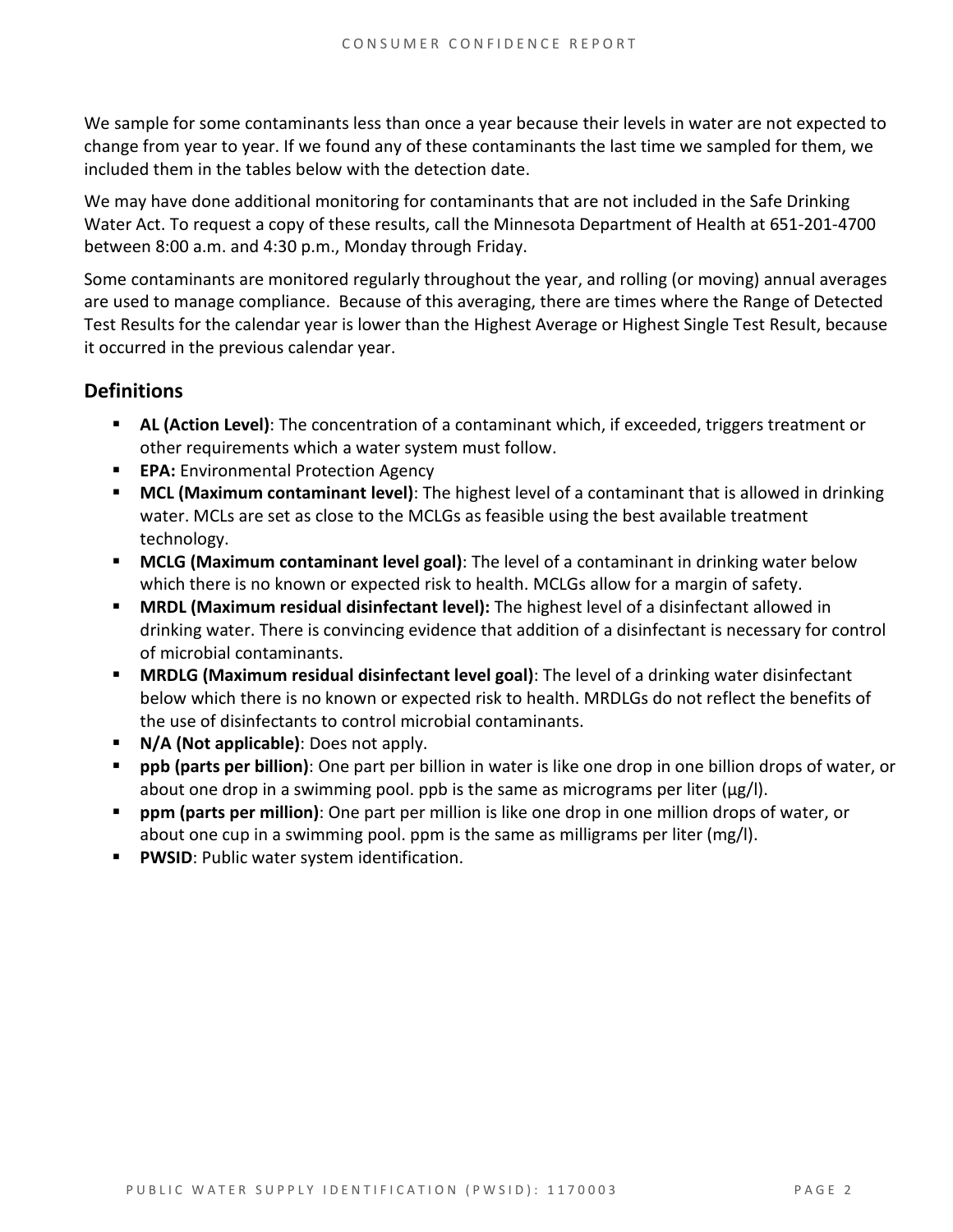We sample for some contaminants less than once a year because their levels in water are not expected to change from year to year. If we found any of these contaminants the last time we sampled for them, we included them in the tables below with the detection date.

We may have done additional monitoring for contaminants that are not included in the Safe Drinking Water Act. To request a copy of these results, call the Minnesota Department of Health at 651-201-4700 between 8:00 a.m. and 4:30 p.m., Monday through Friday.

Some contaminants are monitored regularly throughout the year, and rolling (or moving) annual averages are used to manage compliance. Because of this averaging, there are times where the Range of Detected Test Results for the calendar year is lower than the Highest Average or Highest Single Test Result, because it occurred in the previous calendar year.

## Definitions

- **AL (Action Level)**: The concentration of a contaminant which, if exceeded, triggers treatment or other requirements which a water system must follow.
- **EPA:** Environmental Protection Agency
- **MCL (Maximum contaminant level)**: The highest level of a contaminant that is allowed in drinking water. MCLs are set as close to the MCLGs as feasible using the best available treatment technology.
- **MCLG (Maximum contaminant level goal)**: The level of a contaminant in drinking water below which there is no known or expected risk to health. MCLGs allow for a margin of safety.
- **MRDL (Maximum residual disinfectant level):** The highest level of a disinfectant allowed in drinking water. There is convincing evidence that addition of a disinfectant is necessary for control of microbial contaminants.
- **MRDLG (Maximum residual disinfectant level goal)**: The level of a drinking water disinfectant below which there is no known or expected risk to health. MRDLGs do not reflect the benefits of the use of disinfectants to control microbial contaminants.
- **N/A (Not applicable)**: Does not apply.
- **ppb (parts per billion)**: One part per billion in water is like one drop in one billion drops of water, or about one drop in a swimming pool. ppb is the same as micrograms per liter (μg/l).
- **ppm (parts per million)**: One part per million is like one drop in one million drops of water, or about one cup in a swimming pool. ppm is the same as milligrams per liter (mg/l).
- **PWSID**: Public water system identification.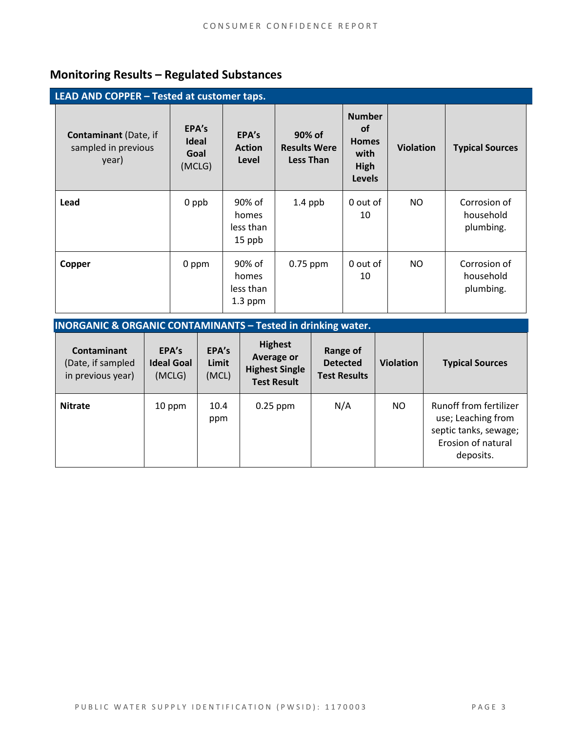## Monitoring Results – Regulated Substances

| LEAD AND COPPER – Tested at customer taps. | | | | | | |
|---|---|---|---|---|---|---|
| **Contaminant** (Date, if sampled in previous year) | **EPA's Ideal Goal** (MCLG) | **EPA's Action Level** | **90% of Results Were Less Than** | **Number of Homes with High Levels** | **Violation** | **Typical Sources** |
| **Lead** | 0 ppb | 90% of homes less than 15 ppb | 1.4 ppb | 0 out of 10 | NO | Corrosion of household plumbing. |
| **Copper** | 0 ppm | 90% of homes less than 1.3 ppm | 0.75 ppm | 0 out of 10 | NO | Corrosion of household plumbing. |

| INORGANIC & ORGANIC CONTAMINANTS – Tested in drinking water. | | | | | | |
|---|---|---|---|---|---|---|
| **Contaminant** (Date, if sampled in previous year) | **EPA's Ideal Goal** (MCLG) | **EPA's Limit** (MCL) | **Highest Average or Highest Single Test Result** | **Range of Detected Test Results** | **Violation** | **Typical Sources** |
| **Nitrate** | 10 ppm | 10.4 ppm | 0.25 ppm | N/A | NO | Runoff from fertilizer use; Leaching from septic tanks, sewage; Erosion of natural deposits. |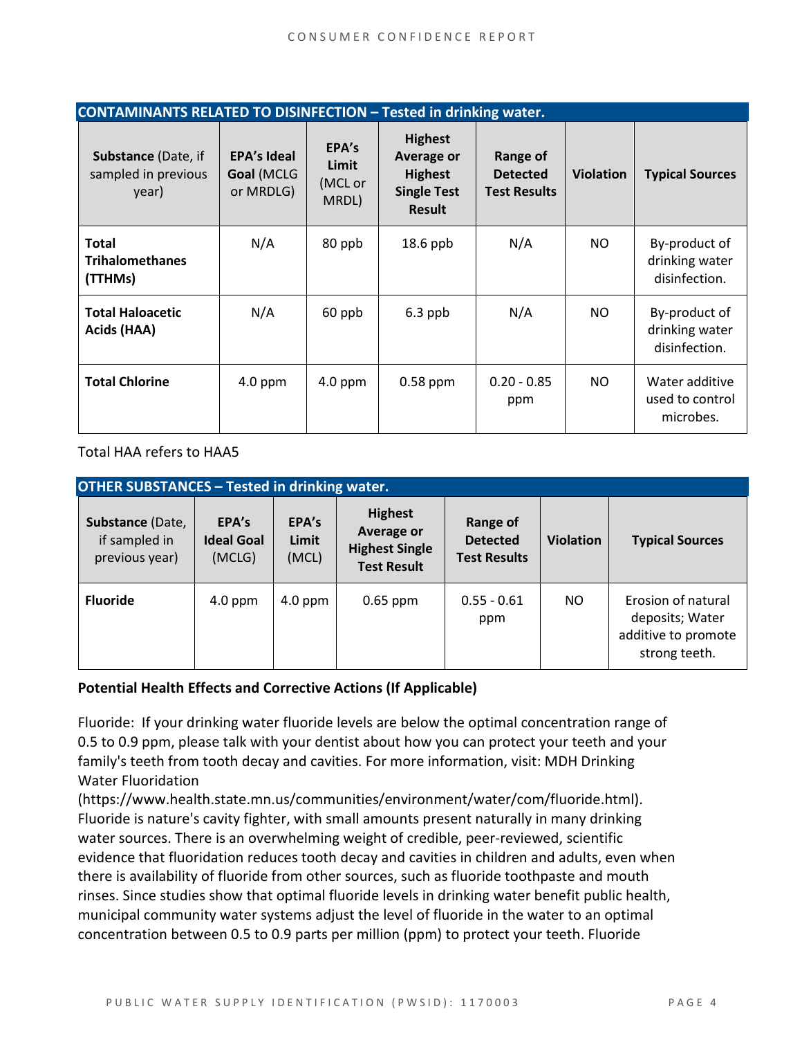| CONTAINMINANTS RELATED TO DISINFECTION – Tested in drinking water. | | | | | | |
|---|---|---|---|---|---|---|
| **Substance** (Date, if sampled in previous year) | **EPA's Ideal Goal** (MCLG or MRDLG) | **EPA's Limit** (MCL or MRDL) | **Highest Average or Highest Single Test Result** | **Range of Detected Test Results** | **Violation** | **Typical Sources** |
| **Total Trihalomethanes (TTHMs)** | N/A | 80 ppb | 18.6 ppb | N/A | NO | By-product of drinking water disinfection. |
| **Total Haloacetic Acids (HAA)** | N/A | 60 ppb | 6.3 ppb | N/A | NO | By-product of drinking water disinfection. |
| **Total Chlorine** | 4.0 ppm | 4.0 ppm | 0.58 ppm | 0.20 - 0.85 ppm | NO | Water additive used to control microbes. |

Total HAA refers to HAA5

| OTHER SUBSTANCES – Tested in drinking water. | | | | | | |
|---|---|---|---|---|---|---|
| **Substance** (Date, if sampled in previous year) | **EPA's Ideal Goal** (MCLG) | **EPA's Limit** (MCL) | **Highest Average or Highest Single Test Result** | **Range of Detected Test Results** | **Violation** | **Typical Sources** |
| **Fluoride** | 4.0 ppm | 4.0 ppm | 0.65 ppm | 0.55 - 0.61 ppm | NO | Erosion of natural deposits; Water additive to promote strong teeth. |

**Potential Health Effects and Corrective Actions (If Applicable)**

Fluoride: If your drinking water fluoride levels are below the optimal concentration range of 0.5 to 0.9 ppm, please talk with your dentist about how you can protect your teeth and your family's teeth from tooth decay and cavities. For more information, visit: MDH Drinking Water Fluoridation (https://www.health.state.mn.us/communities/environment/water/com/fluoride.html). Fluoride is nature's cavity fighter, with small amounts present naturally in many drinking water sources. There is an overwhelming weight of credible, peer-reviewed, scientific evidence that fluoridation reduces tooth decay and cavities in children and adults, even when there is availability of fluoride from other sources, such as fluoride toothpaste and mouth rinses. Since studies show that optimal fluoride levels in drinking water benefit public health, municipal community water systems adjust the level of fluoride in the water to an optimal concentration between 0.5 to 0.9 parts per million (ppm) to protect your teeth. Fluoride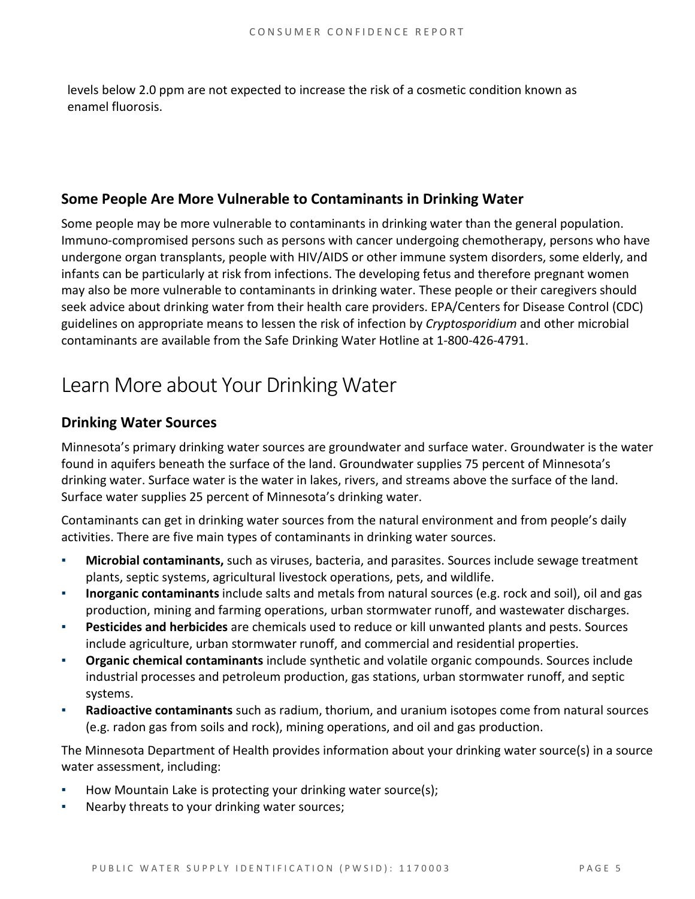levels below 2.0 ppm are not expected to increase the risk of a cosmetic condition known as enamel fluorosis.

### Some People Are More Vulnerable to Contaminants in Drinking Water

Some people may be more vulnerable to contaminants in drinking water than the general population. Immuno-compromised persons such as persons with cancer undergoing chemotherapy, persons who have undergone organ transplants, people with HIV/AIDS or other immune system disorders, some elderly, and infants can be particularly at risk from infections. The developing fetus and therefore pregnant women may also be more vulnerable to contaminants in drinking water. These people or their caregivers should seek advice about drinking water from their health care providers. EPA/Centers for Disease Control (CDC) guidelines on appropriate means to lessen the risk of infection by *Cryptosporidium* and other microbial contaminants are available from the Safe Drinking Water Hotline at 1-800-426-4791.

## Learn More about Your Drinking Water

### Drinking Water Sources

Minnesota's primary drinking water sources are groundwater and surface water. Groundwater is the water found in aquifers beneath the surface of the land. Groundwater supplies 75 percent of Minnesota's drinking water. Surface water is the water in lakes, rivers, and streams above the surface of the land. Surface water supplies 25 percent of Minnesota's drinking water.

Contaminants can get in drinking water sources from the natural environment and from people's daily activities. There are five main types of contaminants in drinking water sources.

- **Microbial contaminants,** such as viruses, bacteria, and parasites. Sources include sewage treatment plants, septic systems, agricultural livestock operations, pets, and wildlife.
- **Inorganic contaminants** include salts and metals from natural sources (e.g. rock and soil), oil and gas production, mining and farming operations, urban stormwater runoff, and wastewater discharges.
- **Pesticides and herbicides** are chemicals used to reduce or kill unwanted plants and pests. Sources include agriculture, urban stormwater runoff, and commercial and residential properties.
- **Organic chemical contaminants** include synthetic and volatile organic compounds. Sources include industrial processes and petroleum production, gas stations, urban stormwater runoff, and septic systems.
- **Radioactive contaminants** such as radium, thorium, and uranium isotopes come from natural sources (e.g. radon gas from soils and rock), mining operations, and oil and gas production.

The Minnesota Department of Health provides information about your drinking water source(s) in a source water assessment, including:

- How Mountain Lake is protecting your drinking water source(s);
- Nearby threats to your drinking water sources;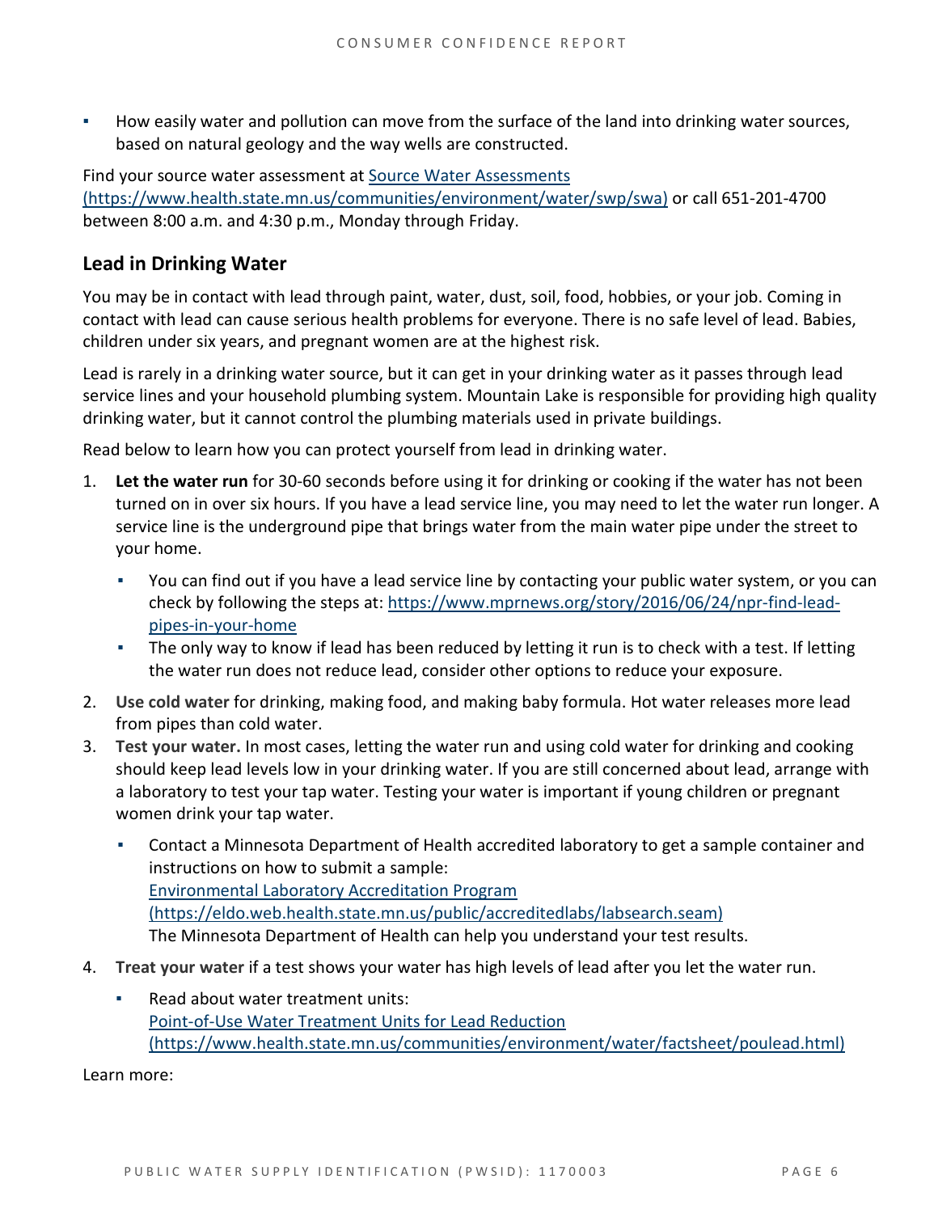- How easily water and pollution can move from the surface of the land into drinking water sources, based on natural geology and the way wells are constructed.

Find your source water assessment at [Source Water Assessments (https://www.health.state.mn.us/communities/environment/water/swp/swa)](https://www.health.state.mn.us/communities/environment/water/swp/swa) or call 651-201-4700 between 8:00 a.m. and 4:30 p.m., Monday through Friday.

## Lead in Drinking Water

You may be in contact with lead through paint, water, dust, soil, food, hobbies, or your job. Coming in contact with lead can cause serious health problems for everyone. There is no safe level of lead. Babies, children under six years, and pregnant women are at the highest risk.

Lead is rarely in a drinking water source, but it can get in your drinking water as it passes through lead service lines and your household plumbing system. Mountain Lake is responsible for providing high quality drinking water, but it cannot control the plumbing materials used in private buildings.

Read below to learn how you can protect yourself from lead in drinking water.

1. **Let the water run** for 30-60 seconds before using it for drinking or cooking if the water has not been turned on in over six hours. If you have a lead service line, you may need to let the water run longer. A service line is the underground pipe that brings water from the main water pipe under the street to your home.
   - You can find out if you have a lead service line by contacting your public water system, or you can check by following the steps at: [https://www.mprnews.org/story/2016/06/24/npr-find-lead-pipes-in-your-home](https://www.mprnews.org/story/2016/06/24/npr-find-lead-pipes-in-your-home)
   - The only way to know if lead has been reduced by letting it run is to check with a test. If letting the water run does not reduce lead, consider other options to reduce your exposure.
2. **Use cold water** for drinking, making food, and making baby formula. Hot water releases more lead from pipes than cold water.
3. **Test your water.** In most cases, letting the water run and using cold water for drinking and cooking should keep lead levels low in your drinking water. If you are still concerned about lead, arrange with a laboratory to test your tap water. Testing your water is important if young children or pregnant women drink your tap water.
   - Contact a Minnesota Department of Health accredited laboratory to get a sample container and instructions on how to submit a sample:
     [Environmental Laboratory Accreditation Program (https://eldo.web.health.state.mn.us/public/accreditedlabs/labsearch.seam)](https://eldo.web.health.state.mn.us/public/accreditedlabs/labsearch.seam)
     The Minnesota Department of Health can help you understand your test results.
4. **Treat your water** if a test shows your water has high levels of lead after you let the water run.
   - Read about water treatment units:
     [Point-of-Use Water Treatment Units for Lead Reduction (https://www.health.state.mn.us/communities/environment/water/factsheet/poulead.html)](https://www.health.state.mn.us/communities/environment/water/factsheet/poulead.html)

Learn more: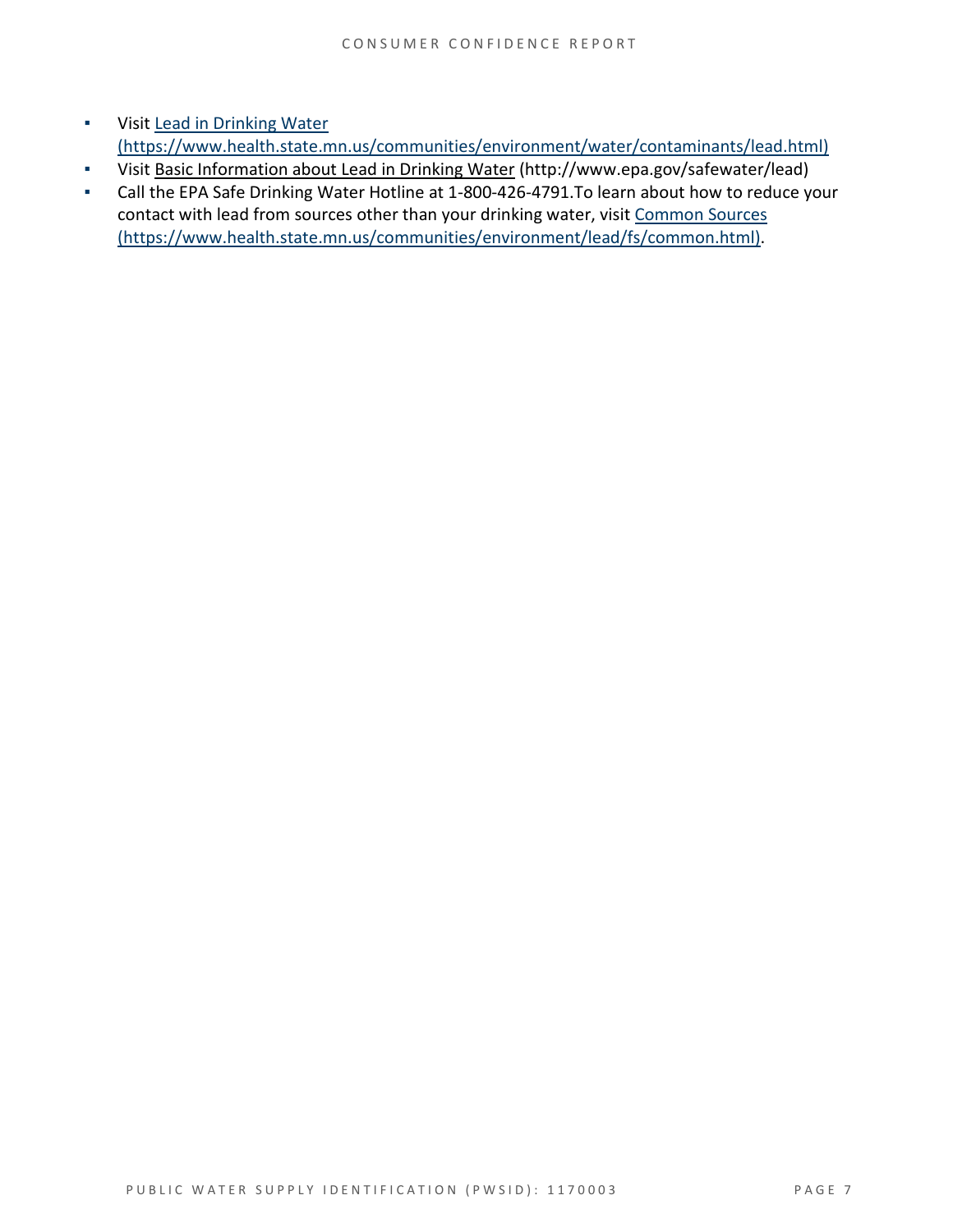- Visit [Lead in Drinking Water (https://www.health.state.mn.us/communities/environment/water/contaminants/lead.html)](https://www.health.state.mn.us/communities/environment/water/contaminants/lead.html)
- Visit Basic Information about Lead in Drinking Water (http://www.epa.gov/safewater/lead)
- Call the EPA Safe Drinking Water Hotline at 1-800-426-4791.To learn about how to reduce your contact with lead from sources other than your drinking water, visit [Common Sources (https://www.health.state.mn.us/communities/environment/lead/fs/common.html)](https://www.health.state.mn.us/communities/environment/lead/fs/common.html).